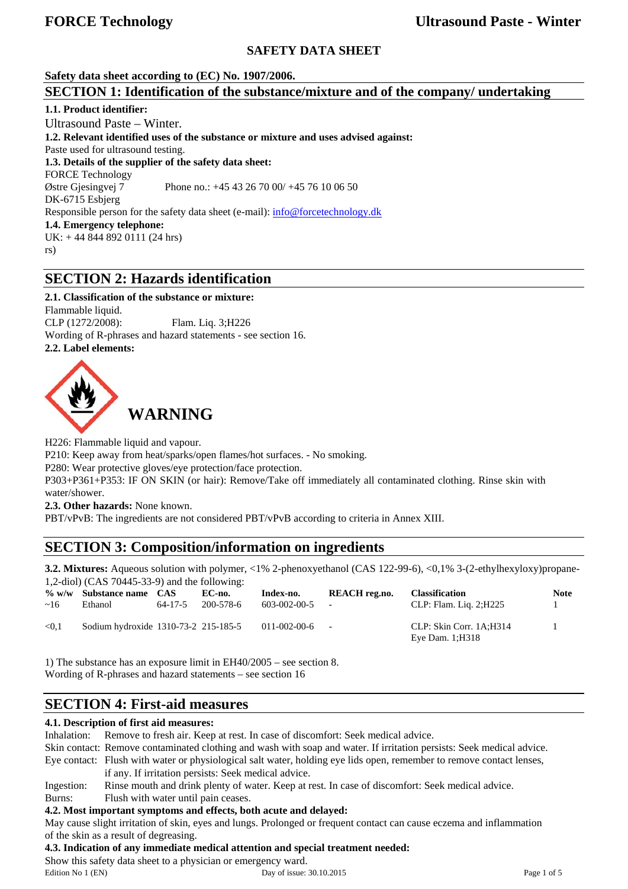## SAFETY DATA SHEET

**Safety data sheet according to (EC) No. 1907/2006.**

## SECTION 1: Identification of the substance/mixture and of the company/ undertaking

**1.1. Product identifier:**

Ultrasound Paste – Winter.

**1.2. Relevant identified uses of the substance or mixture and uses advised against:**

Paste used for ultrasound testing.

**1.3. Details of the supplier of the safety data sheet:**

FORCE Technology
Østre Gjesingvej 7 Phone no.: +45 43 26 70 00/ +45 76 10 06 50
DK-6715 Esbjerg
Responsible person for the safety data sheet (e-mail): info@forcetechnology.dk

**1.4. Emergency telephone:**

UK: + 44 844 892 0111 (24 hrs)
rs)

## SECTION 2: Hazards identification

**2.1. Classification of the substance or mixture:**

Flammable liquid.
CLP (1272/2008): Flam. Liq. 3;H226
Wording of R-phrases and hazard statements - see section 16.

**2.2. Label elements:**

**WARNING**

H226: Flammable liquid and vapour.
P210: Keep away from heat/sparks/open flames/hot surfaces. - No smoking.
P280: Wear protective gloves/eye protection/face protection.
P303+P361+P353: IF ON SKIN (or hair): Remove/Take off immediately all contaminated clothing. Rinse skin with water/shower.

**2.3. Other hazards:** None known.
PBT/vPvB: The ingredients are not considered PBT/vPvB according to criteria in Annex XIII.

## SECTION 3: Composition/information on ingredients

**3.2. Mixtures:** Aqueous solution with polymer, <1% 2-phenoxyethanol (CAS 122-99-6), <0,1% 3-(2-ethylhexyloxy)propane-1,2-diol) (CAS 70445-33-9) and the following:

| % w/w | Substance name | CAS | EC-no. | Index-no. | REACH reg.no. | Classification | Note |
|---|---|---|---|---|---|---|---|
| ~16 | Ethanol | 64-17-5 | 200-578-6 | 603-002-00-5 | - | CLP: Flam. Liq. 2;H225 | 1 |
| <0,1 | Sodium hydroxide | 1310-73-2 | 215-185-5 | 011-002-00-6 | - | CLP: Skin Corr. 1A;H314<br>Eye Dam. 1;H318 | 1 |

1) The substance has an exposure limit in EH40/2005 – see section 8.
Wording of R-phrases and hazard statements – see section 16

## SECTION 4: First-aid measures

**4.1. Description of first aid measures:**

Inhalation: Remove to fresh air. Keep at rest. In case of discomfort: Seek medical advice.
Skin contact: Remove contaminated clothing and wash with soap and water. If irritation persists: Seek medical advice.
Eye contact: Flush with water or physiological salt water, holding eye lids open, remember to remove contact lenses, if any. If irritation persists: Seek medical advice.
Ingestion: Rinse mouth and drink plenty of water. Keep at rest. In case of discomfort: Seek medical advice.
Burns: Flush with water until pain ceases.

**4.2. Most important symptoms and effects, both acute and delayed:**

May cause slight irritation of skin, eyes and lungs. Prolonged or frequent contact can cause eczema and inflammation of the skin as a result of degreasing.

**4.3. Indication of any immediate medical attention and special treatment needed:**

Show this safety data sheet to a physician or emergency ward.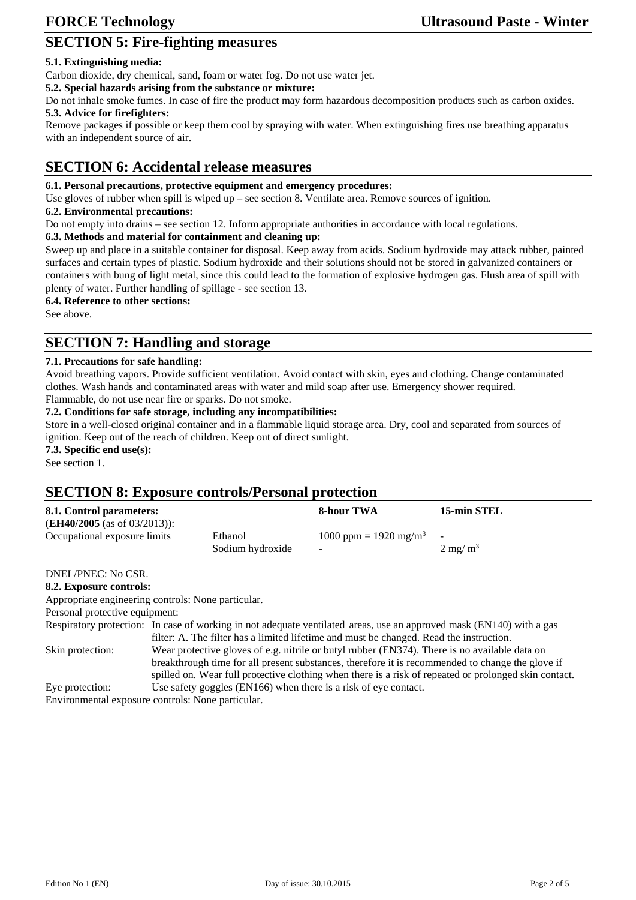## SECTION 5: Fire-fighting measures

**5.1. Extinguishing media:**

Carbon dioxide, dry chemical, sand, foam or water fog. Do not use water jet.

**5.2. Special hazards arising from the substance or mixture:**

Do not inhale smoke fumes. In case of fire the product may form hazardous decomposition products such as carbon oxides.

**5.3. Advice for firefighters:**

Remove packages if possible or keep them cool by spraying with water. When extinguishing fires use breathing apparatus with an independent source of air.

## SECTION 6: Accidental release measures

**6.1. Personal precautions, protective equipment and emergency procedures:**

Use gloves of rubber when spill is wiped up – see section 8. Ventilate area. Remove sources of ignition.

**6.2. Environmental precautions:**

Do not empty into drains – see section 12. Inform appropriate authorities in accordance with local regulations.

**6.3. Methods and material for containment and cleaning up:**

Sweep up and place in a suitable container for disposal. Keep away from acids. Sodium hydroxide may attack rubber, painted surfaces and certain types of plastic. Sodium hydroxide and their solutions should not be stored in galvanized containers or containers with bung of light metal, since this could lead to the formation of explosive hydrogen gas. Flush area of spill with plenty of water. Further handling of spillage - see section 13.

**6.4. Reference to other sections:**

See above.

## SECTION 7: Handling and storage

**7.1. Precautions for safe handling:**

Avoid breathing vapors. Provide sufficient ventilation. Avoid contact with skin, eyes and clothing. Change contaminated clothes. Wash hands and contaminated areas with water and mild soap after use. Emergency shower required. Flammable, do not use near fire or sparks. Do not smoke.

**7.2. Conditions for safe storage, including any incompatibilities:**

Store in a well-closed original container and in a flammable liquid storage area. Dry, cool and separated from sources of ignition. Keep out of the reach of children. Keep out of direct sunlight.

**7.3. Specific end use(s):**

See section 1.

## SECTION 8: Exposure controls/Personal protection

| **8.1. Control parameters:** (**EH40/2005** (as of 03/2013)): | | **8-hour TWA** | **15-min STEL** |
|---|---|---|---|
| Occupational exposure limits | Ethanol | 1000 ppm = 1920 mg/m$^3$ | - |
| | Sodium hydroxide | - | 2 mg/ m$^3$ |

DNEL/PNEC: No CSR.

**8.2. Exposure controls:**

Appropriate engineering controls: None particular.

Personal protective equipment:

Respiratory protection: In case of working in not adequate ventilated areas, use an approved mask (EN140) with a gas filter: A. The filter has a limited lifetime and must be changed. Read the instruction.

Skin protection: Wear protective gloves of e.g. nitrile or butyl rubber (EN374). There is no available data on breakthrough time for all present substances, therefore it is recommended to change the glove if spilled on. Wear full protective clothing when there is a risk of repeated or prolonged skin contact.

Eye protection: Use safety goggles (EN166) when there is a risk of eye contact.

Environmental exposure controls: None particular.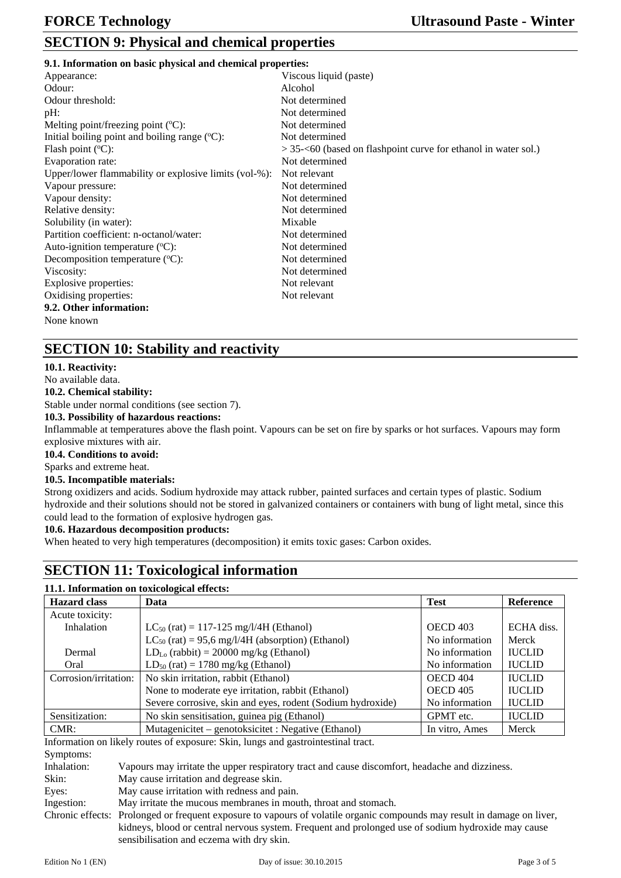## SECTION 9: Physical and chemical properties

**9.1. Information on basic physical and chemical properties:**

| | |
|---|---|
| Appearance: | Viscous liquid (paste) |
| Odour: | Alcohol |
| Odour threshold: | Not determined |
| pH: | Not determined |
| Melting point/freezing point (°C): | Not determined |
| Initial boiling point and boiling range (°C): | Not determined |
| Flash point (°C): | > 35-<60 (based on flashpoint curve for ethanol in water sol.) |
| Evaporation rate: | Not determined |
| Upper/lower flammability or explosive limits (vol-%): | Not relevant |
| Vapour pressure: | Not determined |
| Vapour density: | Not determined |
| Relative density: | Not determined |
| Solubility (in water): | Mixable |
| Partition coefficient: n-octanol/water: | Not determined |
| Auto-ignition temperature (°C): | Not determined |
| Decomposition temperature (°C): | Not determined |
| Viscosity: | Not determined |
| Explosive properties: | Not relevant |
| Oxidising properties: | Not relevant |

**9.2. Other information:**

None known

## SECTION 10: Stability and reactivity

**10.1. Reactivity:**

No available data.

**10.2. Chemical stability:**

Stable under normal conditions (see section 7).

**10.3. Possibility of hazardous reactions:**

Inflammable at temperatures above the flash point. Vapours can be set on fire by sparks or hot surfaces. Vapours may form explosive mixtures with air.

**10.4. Conditions to avoid:**

Sparks and extreme heat.

**10.5. Incompatible materials:**

Strong oxidizers and acids. Sodium hydroxide may attack rubber, painted surfaces and certain types of plastic. Sodium hydroxide and their solutions should not be stored in galvanized containers or containers with bung of light metal, since this could lead to the formation of explosive hydrogen gas.

**10.6. Hazardous decomposition products:**

When heated to very high temperatures (decomposition) it emits toxic gases: Carbon oxides.

## SECTION 11: Toxicological information

**11.1. Information on toxicological effects:**

| Hazard class | Data | Test | Reference |
|---|---|---|---|
| Acute toxicity: | | | |
| Inhalation | $LC_{50}$ (rat) = 117-125 mg/l/4H (Ethanol) | OECD 403 | ECHA diss. |
| | $LC_{50}$ (rat) = 95,6 mg/l/4H (absorption) (Ethanol) | No information | Merck |
| Dermal | $LD_{Lo}$ (rabbit) = 20000 mg/kg (Ethanol) | No information | IUCLID |
| Oral | $LD_{50}$ (rat) = 1780 mg/kg (Ethanol) | No information | IUCLID |
| Corrosion/irritation: | No skin irritation, rabbit (Ethanol) | OECD 404 | IUCLID |
| | None to moderate eye irritation, rabbit (Ethanol) | OECD 405 | IUCLID |
| | Severe corrosive, skin and eyes, rodent (Sodium hydroxide) | No information | IUCLID |
| Sensitization: | No skin sensitisation, guinea pig (Ethanol) | GPMT etc. | IUCLID |
| CMR: | Mutagenicitet – genotoksicitet : Negative (Ethanol) | In vitro, Ames | Merck |

Information on likely routes of exposure: Skin, lungs and gastrointestinal tract.

Symptoms:

| | |
|---|---|
| Inhalation: | Vapours may irritate the upper respiratory tract and cause discomfort, headache and dizziness. |
| Skin: | May cause irritation and degrease skin. |
| Eyes: | May cause irritation with redness and pain. |
| Ingestion: | May irritate the mucous membranes in mouth, throat and stomach. |
| Chronic effects: | Prolonged or frequent exposure to vapours of volatile organic compounds may result in damage on liver, kidneys, blood or central nervous system. Frequent and prolonged use of sodium hydroxide may cause sensibilisation and eczema with dry skin. |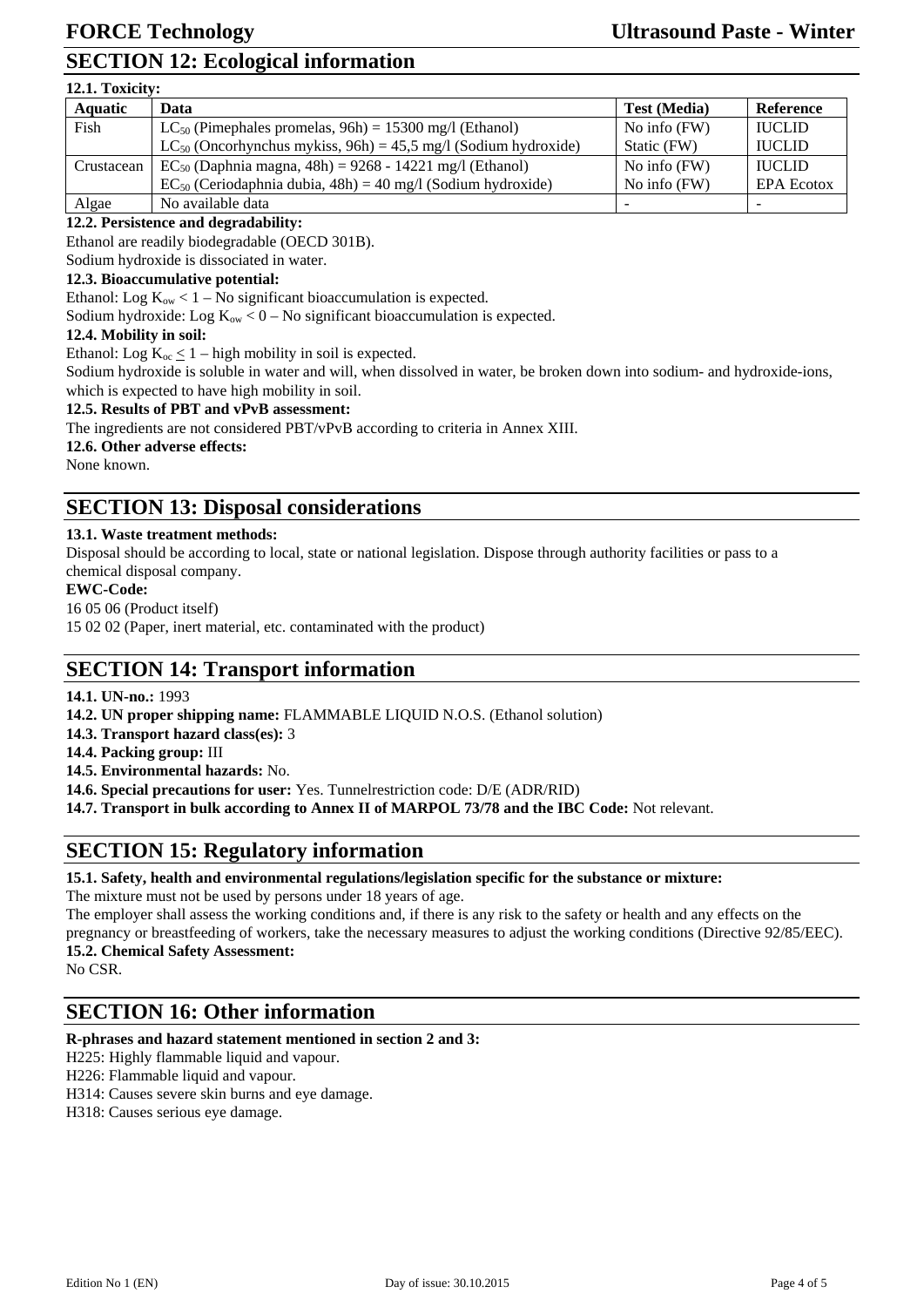## SECTION 12: Ecological information

**12.1. Toxicity:**

| Aquatic | Data | Test (Media) | Reference |
|---|---|---|---|
| Fish | $LC_{50}$ (Pimephales promelas, 96h) = 15300 mg/l (Ethanol)<br>$LC_{50}$ (Oncorhynchus mykiss, 96h) = 45,5 mg/l (Sodium hydroxide) | No info (FW)<br>Static (FW) | IUCLID<br>IUCLID |
| Crustacean | $EC_{50}$ (Daphnia magna, 48h) = 9268 - 14221 mg/l (Ethanol)<br>$EC_{50}$ (Ceriodaphnia dubia, 48h) = 40 mg/l (Sodium hydroxide) | No info (FW)<br>No info (FW) | IUCLID<br>EPA Ecotox |
| Algae | No available data | - | - |

**12.2. Persistence and degradability:**

Ethanol are readily biodegradable (OECD 301B).

Sodium hydroxide is dissociated in water.

**12.3. Bioaccumulative potential:**

Ethanol: Log $K_{ow} < 1$ – No significant bioaccumulation is expected.

Sodium hydroxide: Log $K_{ow} < 0$ – No significant bioaccumulation is expected.

**12.4. Mobility in soil:**

Ethanol: Log $K_{oc} \leq 1$ – high mobility in soil is expected.

Sodium hydroxide is soluble in water and will, when dissolved in water, be broken down into sodium- and hydroxide-ions, which is expected to have high mobility in soil.

**12.5. Results of PBT and vPvB assessment:**

The ingredients are not considered PBT/vPvB according to criteria in Annex XIII.

**12.6. Other adverse effects:**

None known.

## SECTION 13: Disposal considerations

**13.1. Waste treatment methods:**

Disposal should be according to local, state or national legislation. Dispose through authority facilities or pass to a chemical disposal company.

**EWC-Code:**

16 05 06 (Product itself)

15 02 02 (Paper, inert material, etc. contaminated with the product)

## SECTION 14: Transport information

**14.1. UN-no.:** 1993

**14.2. UN proper shipping name:** FLAMMABLE LIQUID N.O.S. (Ethanol solution)

**14.3. Transport hazard class(es):** 3

**14.4. Packing group:** III

**14.5. Environmental hazards:** No.

**14.6. Special precautions for user:** Yes. Tunnelrestriction code: D/E (ADR/RID)

**14.7. Transport in bulk according to Annex II of MARPOL 73/78 and the IBC Code:** Not relevant.

## SECTION 15: Regulatory information

**15.1. Safety, health and environmental regulations/legislation specific for the substance or mixture:**

The mixture must not be used by persons under 18 years of age.

The employer shall assess the working conditions and, if there is any risk to the safety or health and any effects on the pregnancy or breastfeeding of workers, take the necessary measures to adjust the working conditions (Directive 92/85/EEC).

**15.2. Chemical Safety Assessment:**

No CSR.

## SECTION 16: Other information

**R-phrases and hazard statement mentioned in section 2 and 3:**

H225: Highly flammable liquid and vapour.

H226: Flammable liquid and vapour.

H314: Causes severe skin burns and eye damage.

H318: Causes serious eye damage.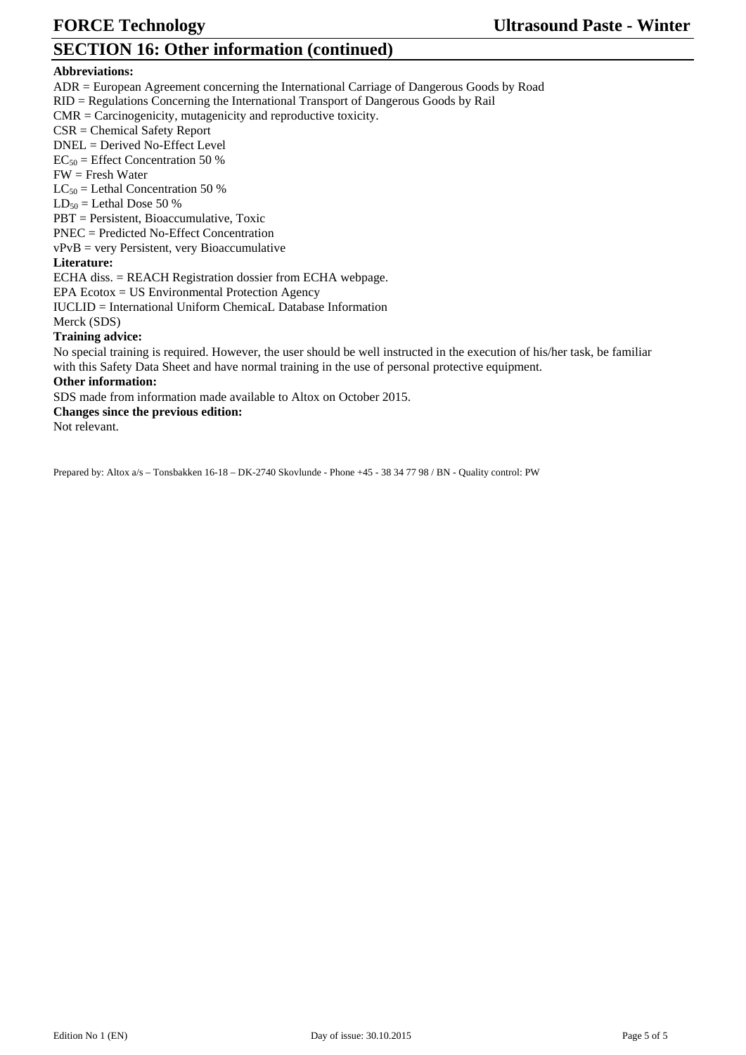## SECTION 16: Other information (continued)

**Abbreviations:**

ADR = European Agreement concerning the International Carriage of Dangerous Goods by Road
RID = Regulations Concerning the International Transport of Dangerous Goods by Rail
CMR = Carcinogenicity, mutagenicity and reproductive toxicity.
CSR = Chemical Safety Report
DNEL = Derived No-Effect Level
$EC_{50}$ = Effect Concentration 50 %
FW = Fresh Water
$LC_{50}$ = Lethal Concentration 50 %
$LD_{50}$ = Lethal Dose 50 %
PBT = Persistent, Bioaccumulative, Toxic
PNEC = Predicted No-Effect Concentration
vPvB = very Persistent, very Bioaccumulative

**Literature:**

ECHA diss. = REACH Registration dossier from ECHA webpage.
EPA Ecotox = US Environmental Protection Agency
IUCLID = International Uniform ChemicaL Database Information
Merck (SDS)

**Training advice:**

No special training is required. However, the user should be well instructed in the execution of his/her task, be familiar with this Safety Data Sheet and have normal training in the use of personal protective equipment.

**Other information:**

SDS made from information made available to Altox on October 2015.

**Changes since the previous edition:**

Not relevant.

Prepared by: Altox a/s – Tonsbakken 16-18 – DK-2740 Skovlunde - Phone +45 - 38 34 77 98 / BN - Quality control: PW